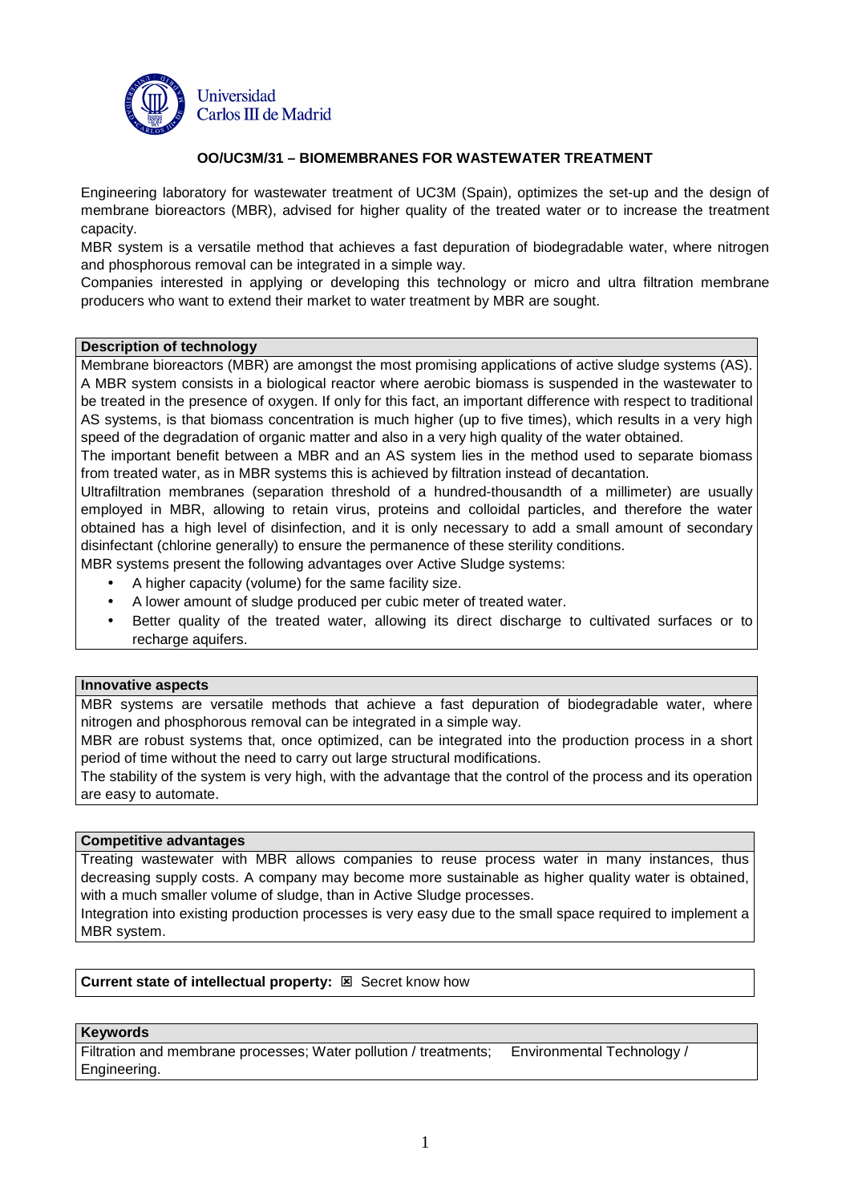# OO/UC3M/31 – BIOMEMBRANES FOR WASTEWATER TREATMENT

Engineering laboratory for wastewater treatment of UC3M (Spain), optimizes the set-up and the design of membrane bioreactors (MBR), advised for higher quality of the treated water or to increase the treatment capacity.

MBR system is a versatile method that achieves a fast depuration of biodegradable water, where nitrogen and phosphorous removal can be integrated in a simple way.

Companies interested in applying or developing this technology or micro and ultra filtration membrane producers who want to extend their market to water treatment by MBR are sought.

## Description of technology

Membrane bioreactors (MBR) are amongst the most promising applications of active sludge systems (AS). A MBR system consists in a biological reactor where aerobic biomass is suspended in the wastewater to be treated in the presence of oxygen. If only for this fact, an important difference with respect to traditional AS systems, is that biomass concentration is much higher (up to five times), which results in a very high speed of the degradation of organic matter and also in a very high quality of the water obtained.

The important benefit between a MBR and an AS system lies in the method used to separate biomass from treated water, as in MBR systems this is achieved by filtration instead of decantation.

Ultrafiltration membranes (separation threshold of a hundred-thousandth of a millimeter) are usually employed in MBR, allowing to retain virus, proteins and colloidal particles, and therefore the water obtained has a high level of disinfection, and it is only necessary to add a small amount of secondary disinfectant (chlorine generally) to ensure the permanence of these sterility conditions.

MBR systems present the following advantages over Active Sludge systems:

- A higher capacity (volume) for the same facility size.
- A lower amount of sludge produced per cubic meter of treated water.
- Better quality of the treated water, allowing its direct discharge to cultivated surfaces or to recharge aquifers.

## Innovative aspects

MBR systems are versatile methods that achieve a fast depuration of biodegradable water, where nitrogen and phosphorous removal can be integrated in a simple way.

MBR are robust systems that, once optimized, can be integrated into the production process in a short period of time without the need to carry out large structural modifications.

The stability of the system is very high, with the advantage that the control of the process and its operation are easy to automate.

## Competitive advantages

Treating wastewater with MBR allows companies to reuse process water in many instances, thus decreasing supply costs. A company may become more sustainable as higher quality water is obtained, with a much smaller volume of sludge, than in Active Sludge processes.

Integration into existing production processes is very easy due to the small space required to implement a MBR system.

**Current state of intellectual property:** ☒ Secret know how

## Keywords

Filtration and membrane processes; Water pollution / treatments; Environmental Technology / Engineering.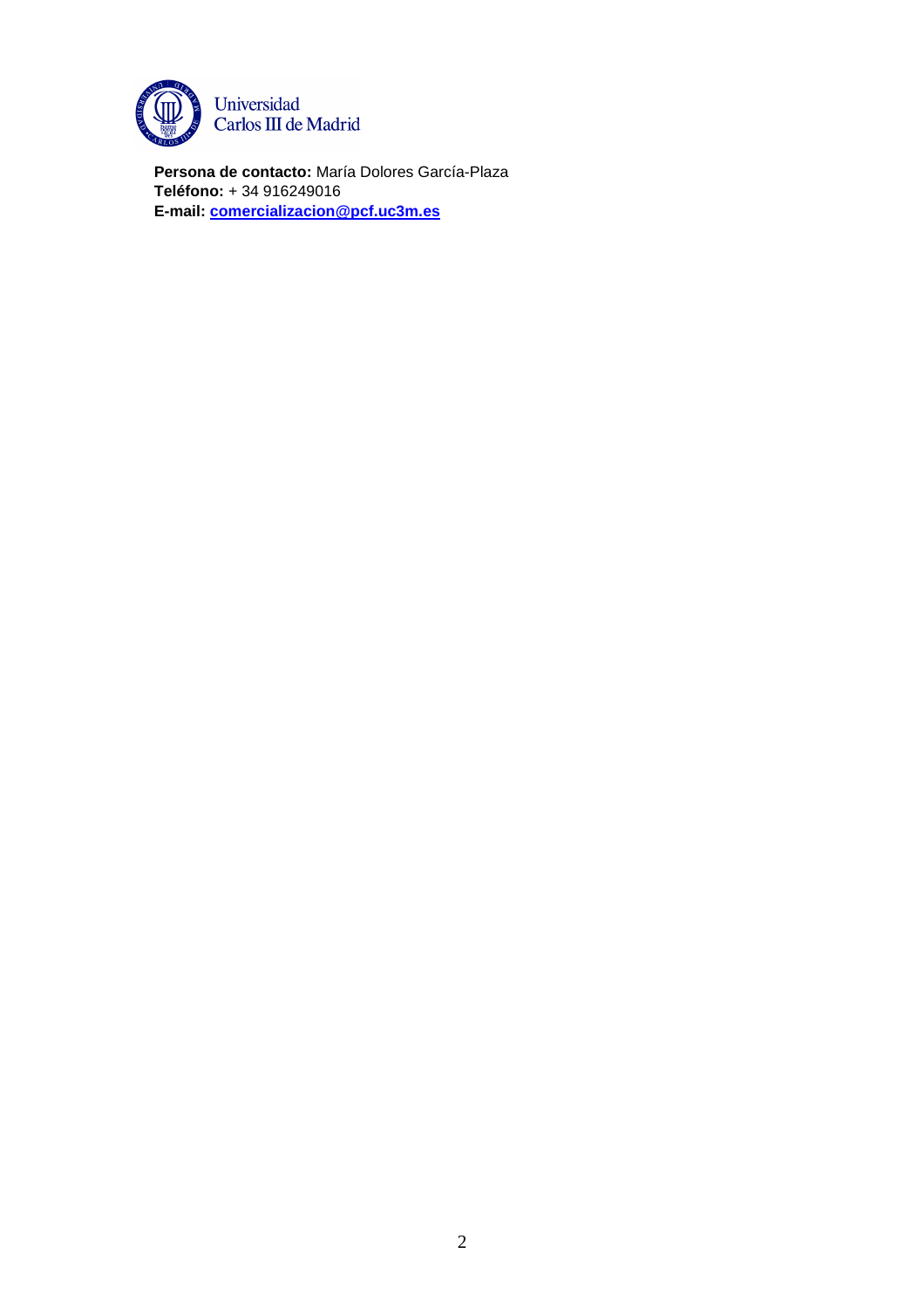**Persona de contacto:** María Dolores García-Plaza
**Teléfono:** + 34 916249016
**E-mail:** **comercializacion@pcf.uc3m.es**